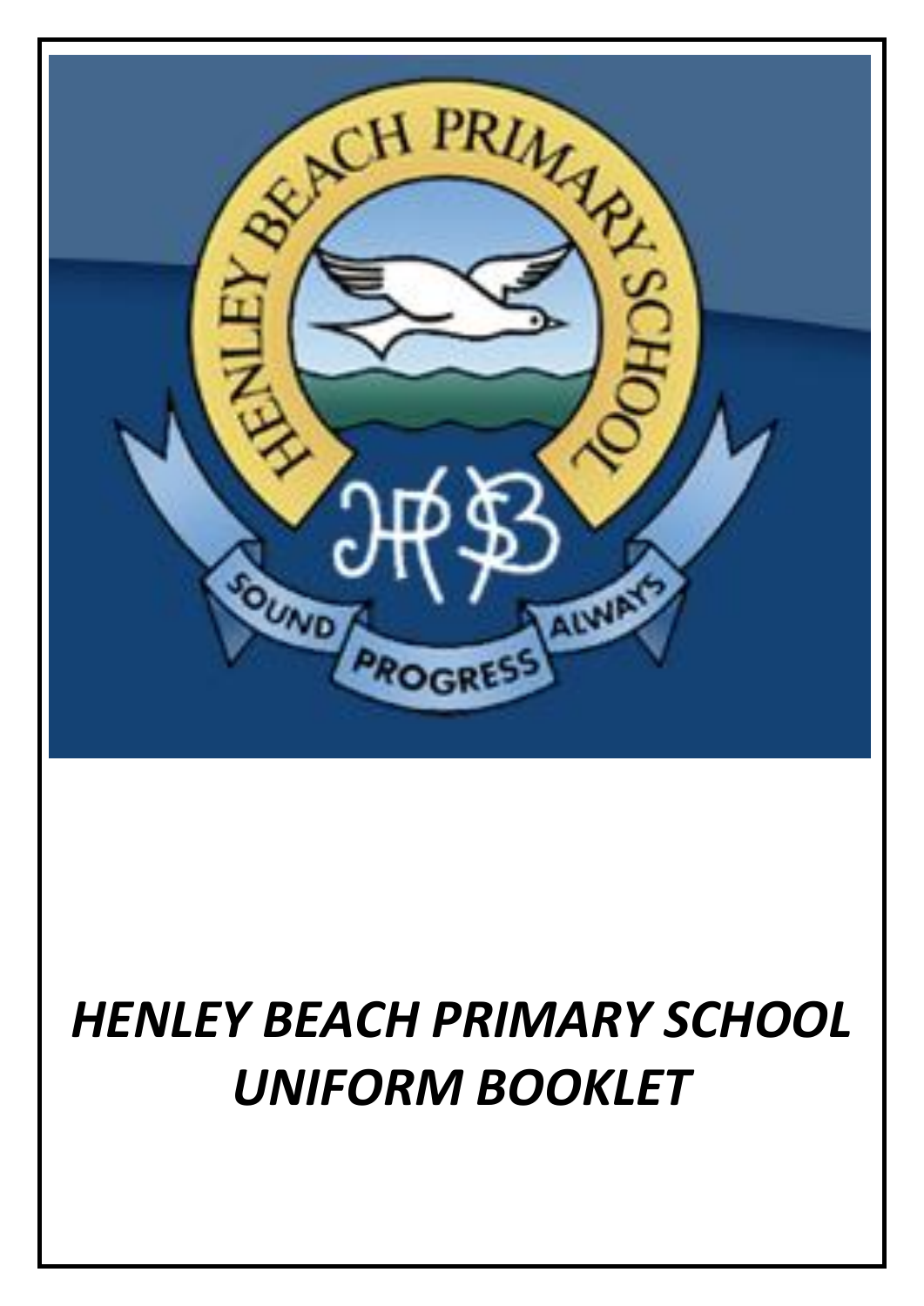# *HENLEY BEACH PRIMARY SCHOOL UNIFORM BOOKLET*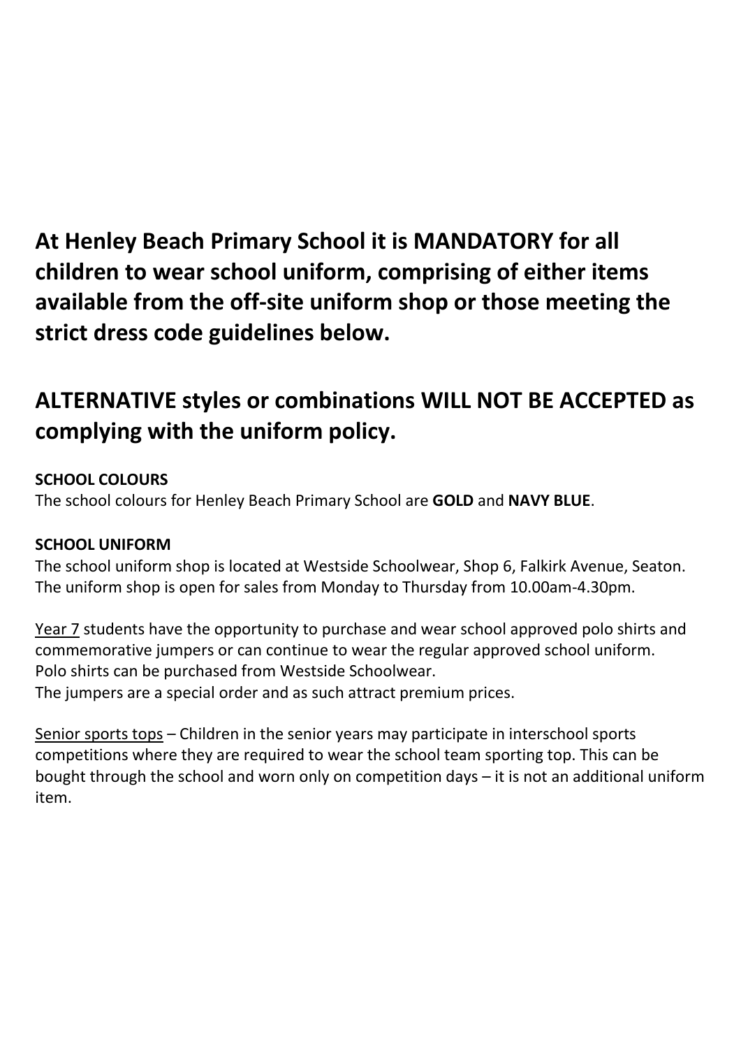**At Henley Beach Primary School it is MANDATORY for all children to wear school uniform, comprising of either items available from the off-site uniform shop or those meeting the strict dress code guidelines below.**

**ALTERNATIVE styles or combinations WILL NOT BE ACCEPTED as complying with the uniform policy.**

**SCHOOL COLOURS**

The school colours for Henley Beach Primary School are **GOLD** and **NAVY BLUE**.

**SCHOOL UNIFORM**

The school uniform shop is located at Westside Schoolwear, Shop 6, Falkirk Avenue, Seaton. The uniform shop is open for sales from Monday to Thursday from 10.00am-4.30pm.

<u>Year 7</u> students have the opportunity to purchase and wear school approved polo shirts and commemorative jumpers or can continue to wear the regular approved school uniform. Polo shirts can be purchased from Westside Schoolwear.
The jumpers are a special order and as such attract premium prices.

<u>Senior sports tops</u> – Children in the senior years may participate in interschool sports competitions where they are required to wear the school team sporting top. This can be bought through the school and worn only on competition days – it is not an additional uniform item.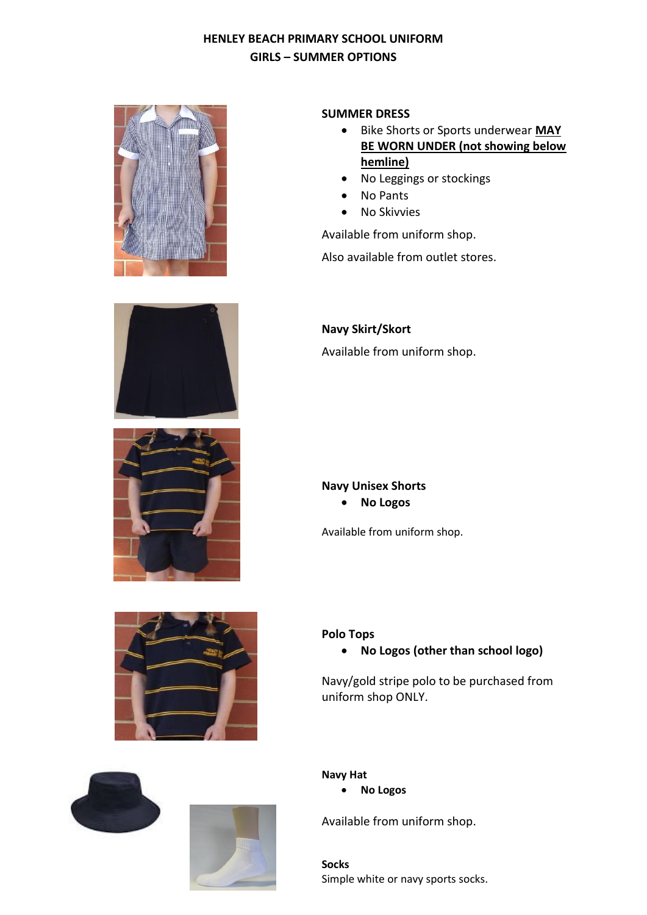# HENLEY BEACH PRIMARY SCHOOL UNIFORM
## GIRLS – SUMMER OPTIONS

**SUMMER DRESS**

- Bike Shorts or Sports underwear **MAY BE WORN UNDER (not showing below hemline)**
- No Leggings or stockings
- No Pants
- No Skivvies

Available from uniform shop.

Also available from outlet stores.

**Navy Skirt/Skort**

Available from uniform shop.

**Navy Unisex Shorts**

- **No Logos**

Available from uniform shop.

**Polo Tops**

- **No Logos (other than school logo)**

Navy/gold stripe polo to be purchased from uniform shop ONLY.

**Navy Hat**

- **No Logos**

Available from uniform shop.

**Socks**
Simple white or navy sports socks.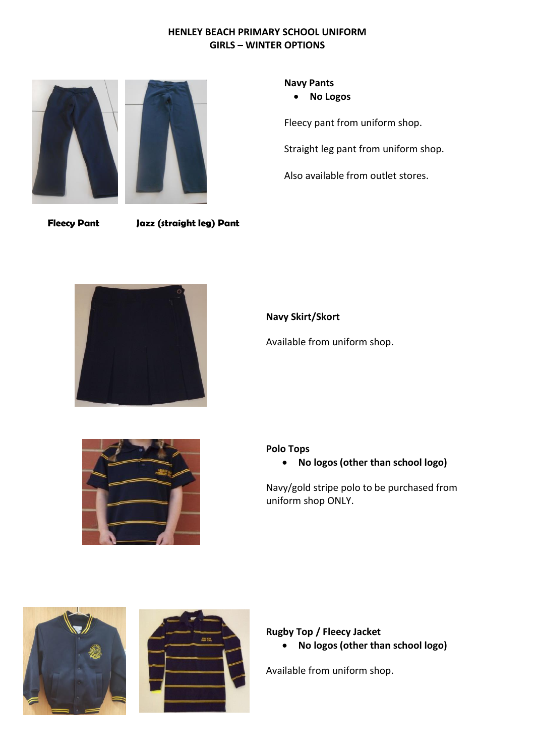# HENLEY BEACH PRIMARY SCHOOL UNIFORM
## GIRLS – WINTER OPTIONS

**Fleecy Pant** **Jazz (straight leg) Pant**

**Navy Pants**

- **No Logos**

Fleecy pant from uniform shop.

Straight leg pant from uniform shop.

Also available from outlet stores.

**Navy Skirt/Skort**

Available from uniform shop.

**Polo Tops**

- **No logos (other than school logo)**

Navy/gold stripe polo to be purchased from uniform shop ONLY.

**Rugby Top / Fleecy Jacket**

- **No logos (other than school logo)**

Available from uniform shop.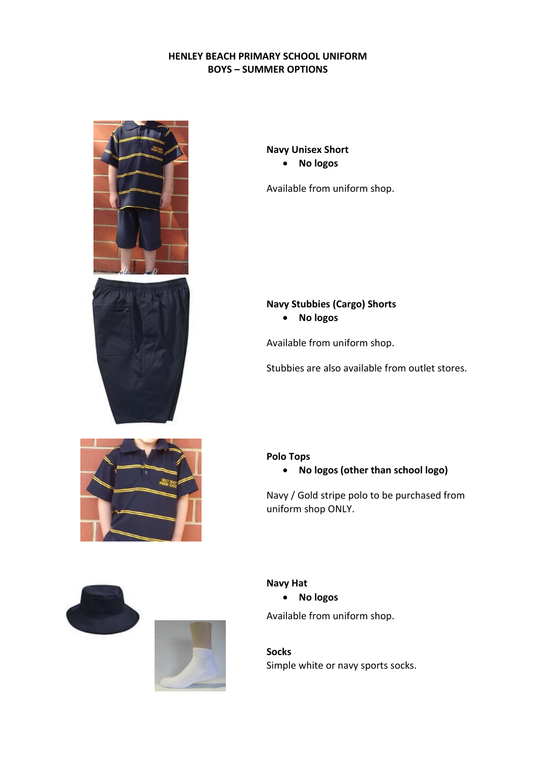**HENLEY BEACH PRIMARY SCHOOL UNIFORM**
**BOYS – SUMMER OPTIONS**

**Navy Unisex Short**

- **No logos**

Available from uniform shop.

**Navy Stubbies (Cargo) Shorts**

- **No logos**

Available from uniform shop.

Stubbies are also available from outlet stores.

**Polo Tops**

- **No logos (other than school logo)**

Navy / Gold stripe polo to be purchased from uniform shop ONLY.

**Navy Hat**

- **No logos**

Available from uniform shop.

**Socks**
Simple white or navy sports socks.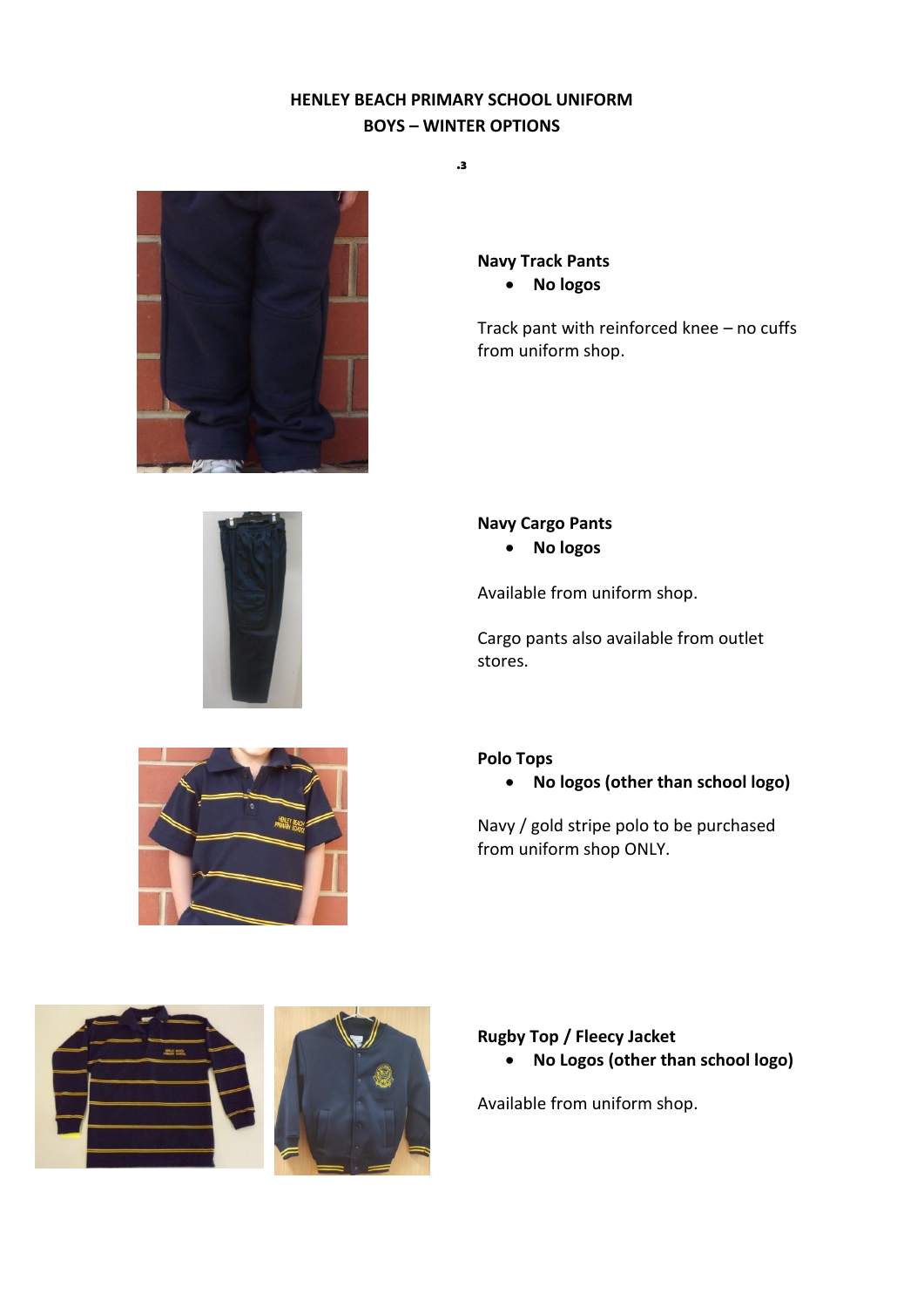# HENLEY BEACH PRIMARY SCHOOL UNIFORM

## BOYS – WINTER OPTIONS

.3

**Navy Track Pants**

- **No logos**

Track pant with reinforced knee – no cuffs from uniform shop.

**Navy Cargo Pants**

- **No logos**

Available from uniform shop.

Cargo pants also available from outlet stores.

**Polo Tops**

- **No logos (other than school logo)**

Navy / gold stripe polo to be purchased from uniform shop ONLY.

**Rugby Top / Fleecy Jacket**

- **No Logos (other than school logo)**

Available from uniform shop.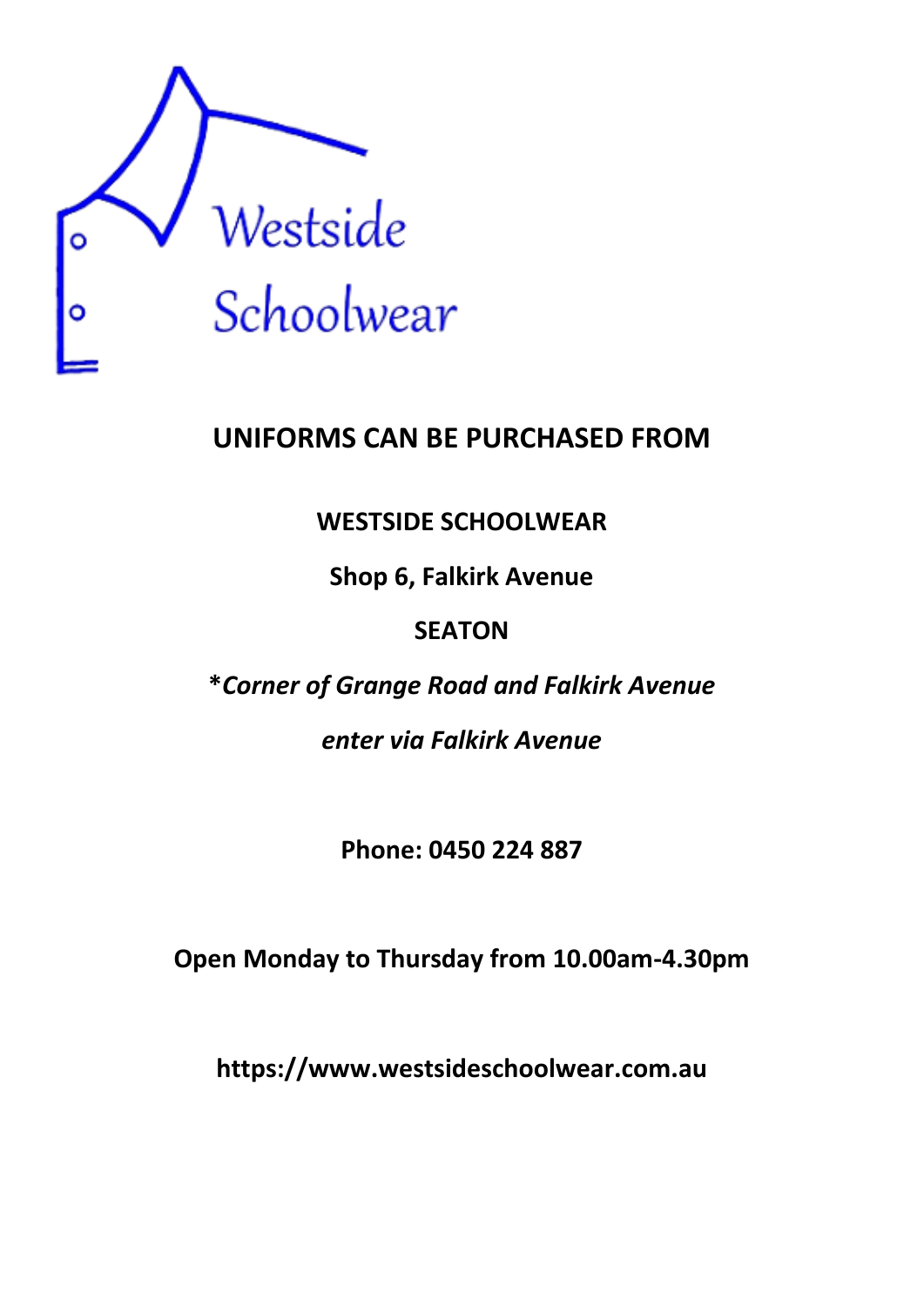Westside
Schoolwear

## UNIFORMS CAN BE PURCHASED FROM

**WESTSIDE SCHOOLWEAR**

**Shop 6, Falkirk Avenue**

**SEATON**

***Corner of Grange Road and Falkirk Avenue***

***enter via Falkirk Avenue***

**Phone: 0450 224 887**

**Open Monday to Thursday from 10.00am-4.30pm**

**https://www.westsideschoolwear.com.au**